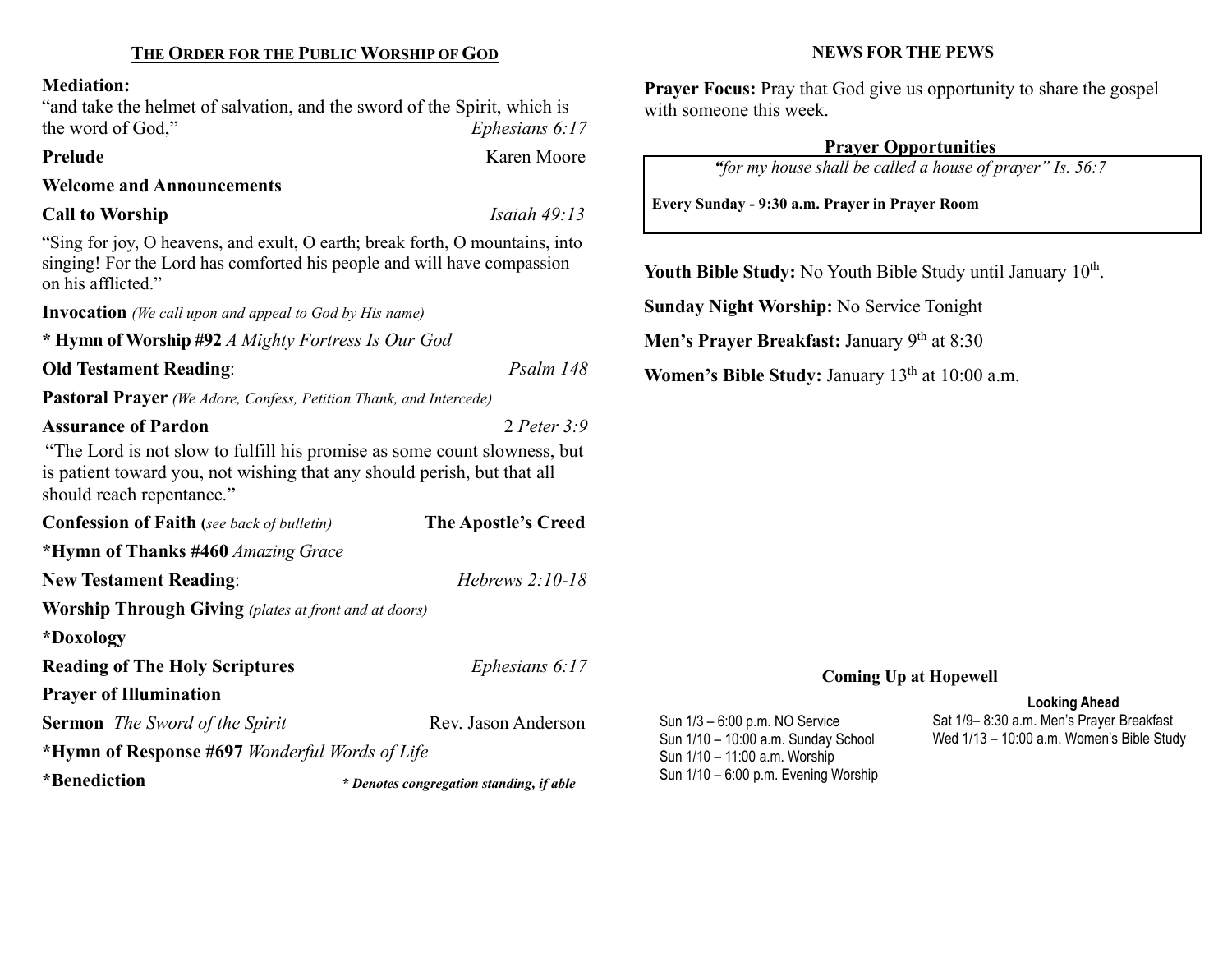## THE ORDER FOR THE PUBLIC WORSHIP OF GOD

**Mediation:**
"and take the helmet of salvation, and the sword of the Spirit, which is the word of God," *Ephesians 6:17*

**Prelude** Karen Moore

**Welcome and Announcements**

**Call to Worship** *Isaiah 49:13*

"Sing for joy, O heavens, and exult, O earth; break forth, O mountains, into singing! For the Lord has comforted his people and will have compassion on his afflicted."

**Invocation** *(We call upon and appeal to God by His name)*

**\* Hymn of Worship #92** *A Mighty Fortress Is Our God*

**Old Testament Reading**: *Psalm 148*

**Pastoral Prayer** *(We Adore, Confess, Petition Thank, and Intercede)*

**Assurance of Pardon** 2 *Peter 3:9*

"The Lord is not slow to fulfill his promise as some count slowness, but is patient toward you, not wishing that any should perish, but that all should reach repentance."

**Confession of Faith (***see back of bulletin)* **The Apostle's Creed**

**\*Hymn of Thanks #460** *Amazing Grace*

**New Testament Reading**: *Hebrews 2:10-18*

**Worship Through Giving** *(plates at front and at doors)*

**\*Doxology**

**Reading of The Holy Scriptures** *Ephesians 6:17*

**Prayer of Illumination**

**Sermon** *The Sword of the Spirit* Rev. Jason Anderson

**\*Hymn of Response #697** *Wonderful Words of Life*

**\*Benediction** ***\* Denotes congregation standing, if able***

## NEWS FOR THE PEWS

**Prayer Focus:** Pray that God give us opportunity to share the gospel with someone this week.

### Prayer Opportunities

*"for my house shall be called a house of prayer" Is. 56:7*

**Every Sunday - 9:30 a.m. Prayer in Prayer Room**

**Youth Bible Study:** No Youth Bible Study until January 10th.

**Sunday Night Worship:** No Service Tonight

**Men's Prayer Breakfast:** January 9th at 8:30

**Women's Bible Study:** January 13th at 10:00 a.m.

### Coming Up at Hopewell

Sun 1/3 – 6:00 p.m. NO Service
Sun 1/10 – 10:00 a.m. Sunday School
Sun 1/10 – 11:00 a.m. Worship
Sun 1/10 – 6:00 p.m. Evening Worship

**Looking Ahead**

Sat 1/9– 8:30 a.m. Men's Prayer Breakfast
Wed 1/13 – 10:00 a.m. Women's Bible Study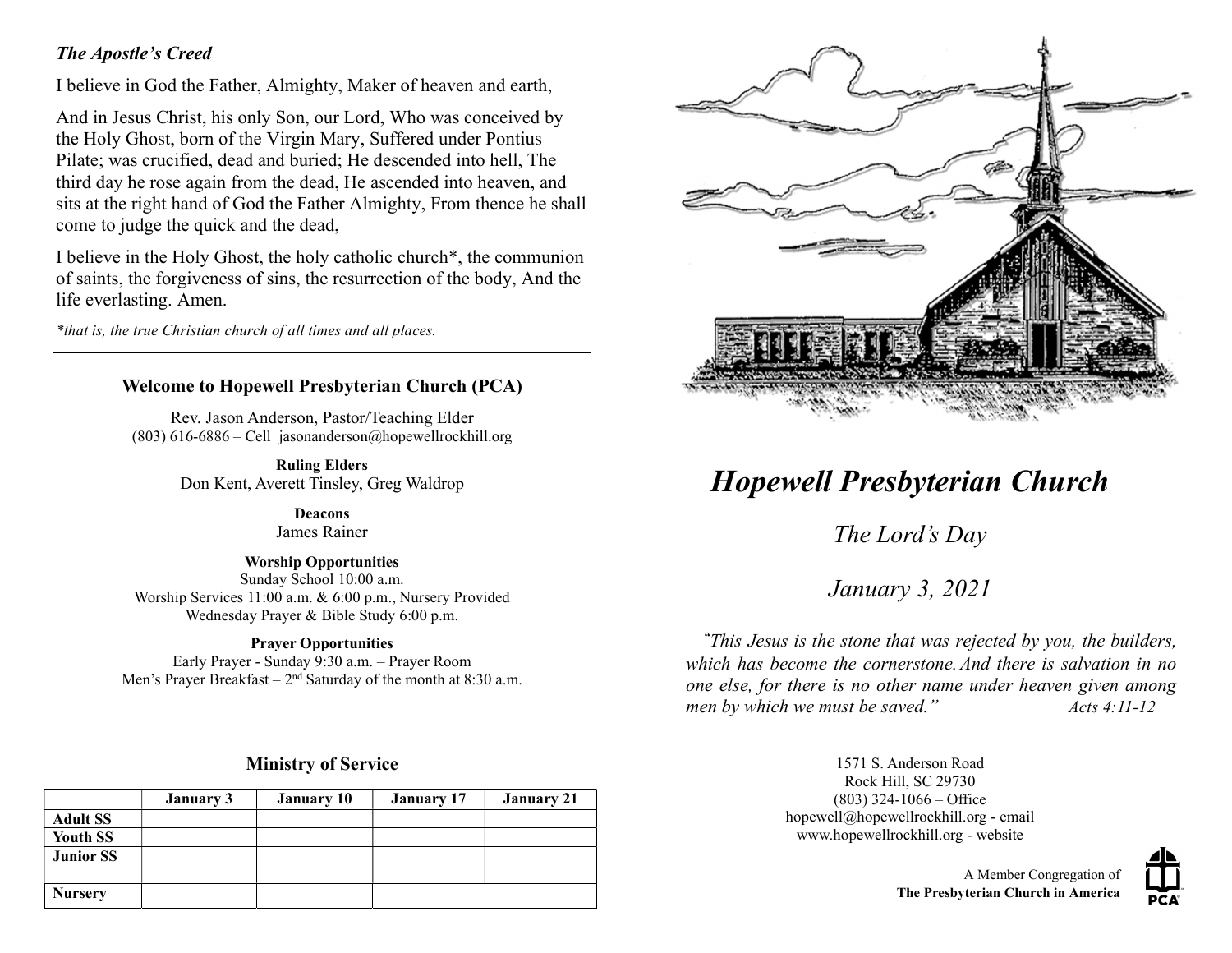*The Apostle's Creed*

I believe in God the Father, Almighty, Maker of heaven and earth,

And in Jesus Christ, his only Son, our Lord, Who was conceived by the Holy Ghost, born of the Virgin Mary, Suffered under Pontius Pilate; was crucified, dead and buried; He descended into hell, The third day he rose again from the dead, He ascended into heaven, and sits at the right hand of God the Father Almighty, From thence he shall come to judge the quick and the dead,

I believe in the Holy Ghost, the holy catholic church*, the communion of saints, the forgiveness of sins, the resurrection of the body, And the life everlasting. Amen.

*\*that is, the true Christian church of all times and all places.*

---

**Welcome to Hopewell Presbyterian Church (PCA)**

Rev. Jason Anderson, Pastor/Teaching Elder
(803) 616-6886 – Cell jasonanderson@hopewellrockhill.org

**Ruling Elders**
Don Kent, Averett Tinsley, Greg Waldrop

**Deacons**
James Rainer

**Worship Opportunities**
Sunday School 10:00 a.m.
Worship Services 11:00 a.m. & 6:00 p.m., Nursery Provided
Wednesday Prayer & Bible Study 6:00 p.m.

**Prayer Opportunities**
Early Prayer - Sunday 9:30 a.m. – Prayer Room
Men's Prayer Breakfast – 2nd Saturday of the month at 8:30 a.m.

**Ministry of Service**

| | January 3 | January 10 | January 17 | January 21 |
|---|---|---|---|---|
| **Adult SS** | | | | |
| **Youth SS** | | | | |
| **Junior SS** | | | | |
| **Nursery** | | | | |

# *Hopewell Presbyterian Church*

*The Lord's Day*

*January 3, 2021*

*"This Jesus is the stone that was rejected by you, the builders, which has become the cornerstone. And there is salvation in no one else, for there is no other name under heaven given among men by which we must be saved."* *Acts 4:11-12*

1571 S. Anderson Road
Rock Hill, SC 29730
(803) 324-1066 – Office
hopewell@hopewellrockhill.org - email
www.hopewellrockhill.org - website

A Member Congregation of
**The Presbyterian Church in America**

PCA